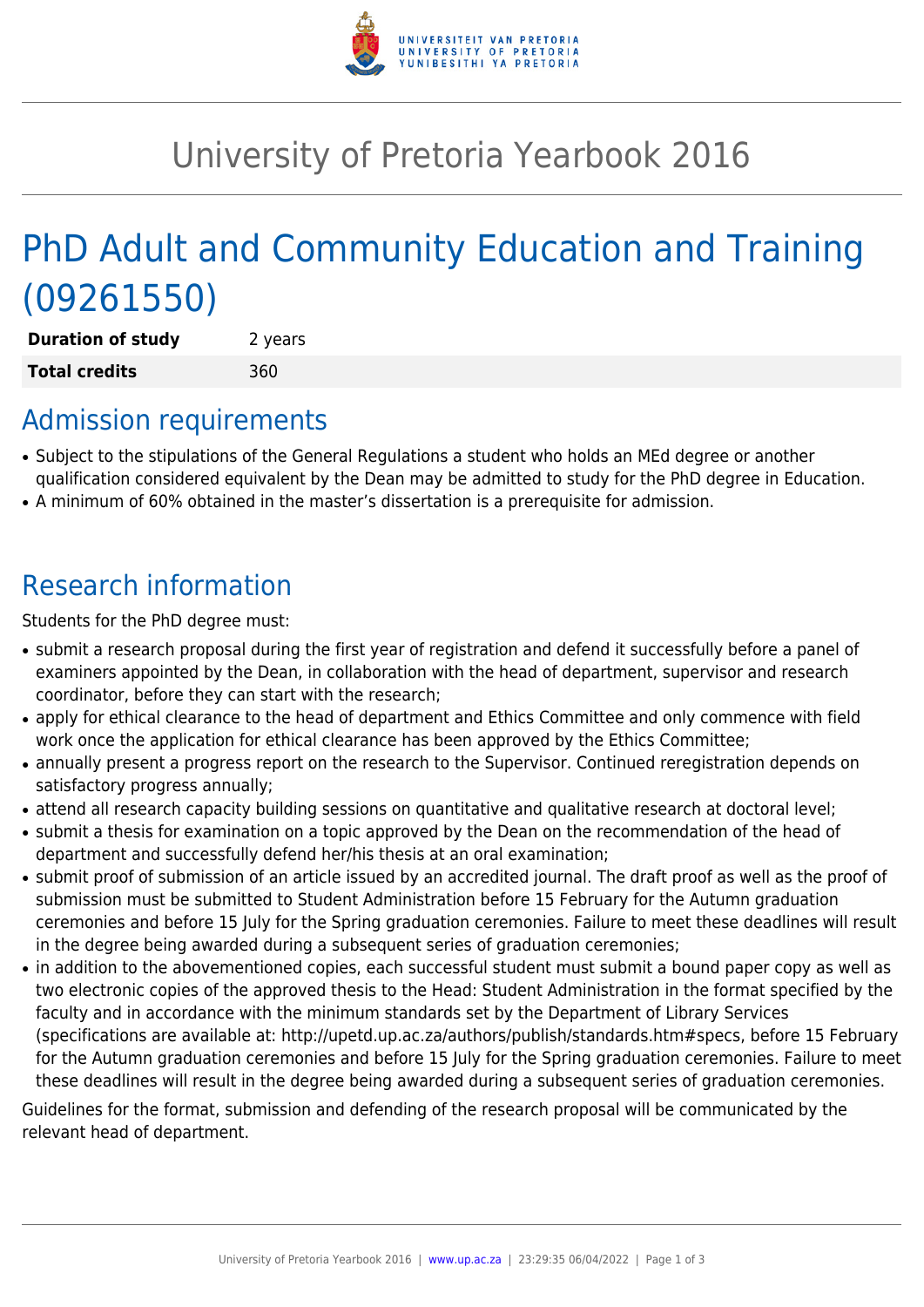# University of Pretoria Yearbook 2016

# PhD Adult and Community Education and Training (09261550)

| **Duration of study** | 2 years |
| --- | --- |
| **Total credits** | 360 |

## Admission requirements

- Subject to the stipulations of the General Regulations a student who holds an MEd degree or another qualification considered equivalent by the Dean may be admitted to study for the PhD degree in Education.
- A minimum of 60% obtained in the master's dissertation is a prerequisite for admission.

## Research information

Students for the PhD degree must:

- submit a research proposal during the first year of registration and defend it successfully before a panel of examiners appointed by the Dean, in collaboration with the head of department, supervisor and research coordinator, before they can start with the research;
- apply for ethical clearance to the head of department and Ethics Committee and only commence with field work once the application for ethical clearance has been approved by the Ethics Committee;
- annually present a progress report on the research to the Supervisor. Continued reregistration depends on satisfactory progress annually;
- attend all research capacity building sessions on quantitative and qualitative research at doctoral level;
- submit a thesis for examination on a topic approved by the Dean on the recommendation of the head of department and successfully defend her/his thesis at an oral examination;
- submit proof of submission of an article issued by an accredited journal. The draft proof as well as the proof of submission must be submitted to Student Administration before 15 February for the Autumn graduation ceremonies and before 15 July for the Spring graduation ceremonies. Failure to meet these deadlines will result in the degree being awarded during a subsequent series of graduation ceremonies;
- in addition to the abovementioned copies, each successful student must submit a bound paper copy as well as two electronic copies of the approved thesis to the Head: Student Administration in the format specified by the faculty and in accordance with the minimum standards set by the Department of Library Services (specifications are available at: http://upetd.up.ac.za/authors/publish/standards.htm#specs, before 15 February for the Autumn graduation ceremonies and before 15 July for the Spring graduation ceremonies. Failure to meet these deadlines will result in the degree being awarded during a subsequent series of graduation ceremonies.

Guidelines for the format, submission and defending of the research proposal will be communicated by the relevant head of department.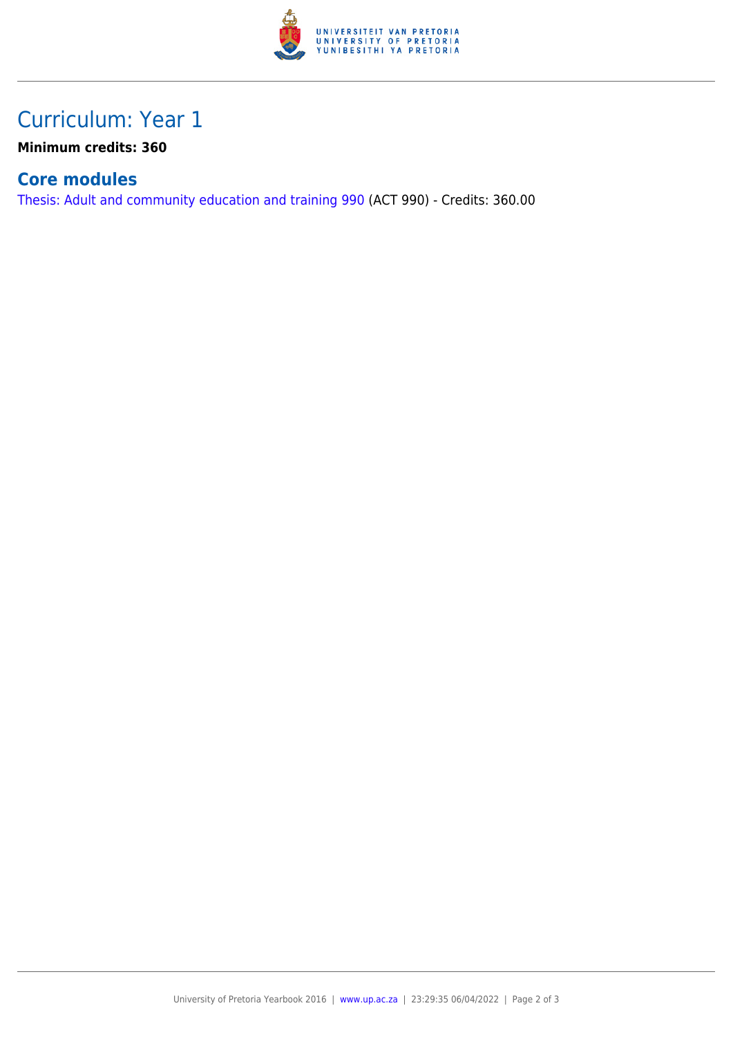# Curriculum: Year 1

**Minimum credits: 360**

## Core modules

Thesis: Adult and community education and training 990 (ACT 990) - Credits: 360.00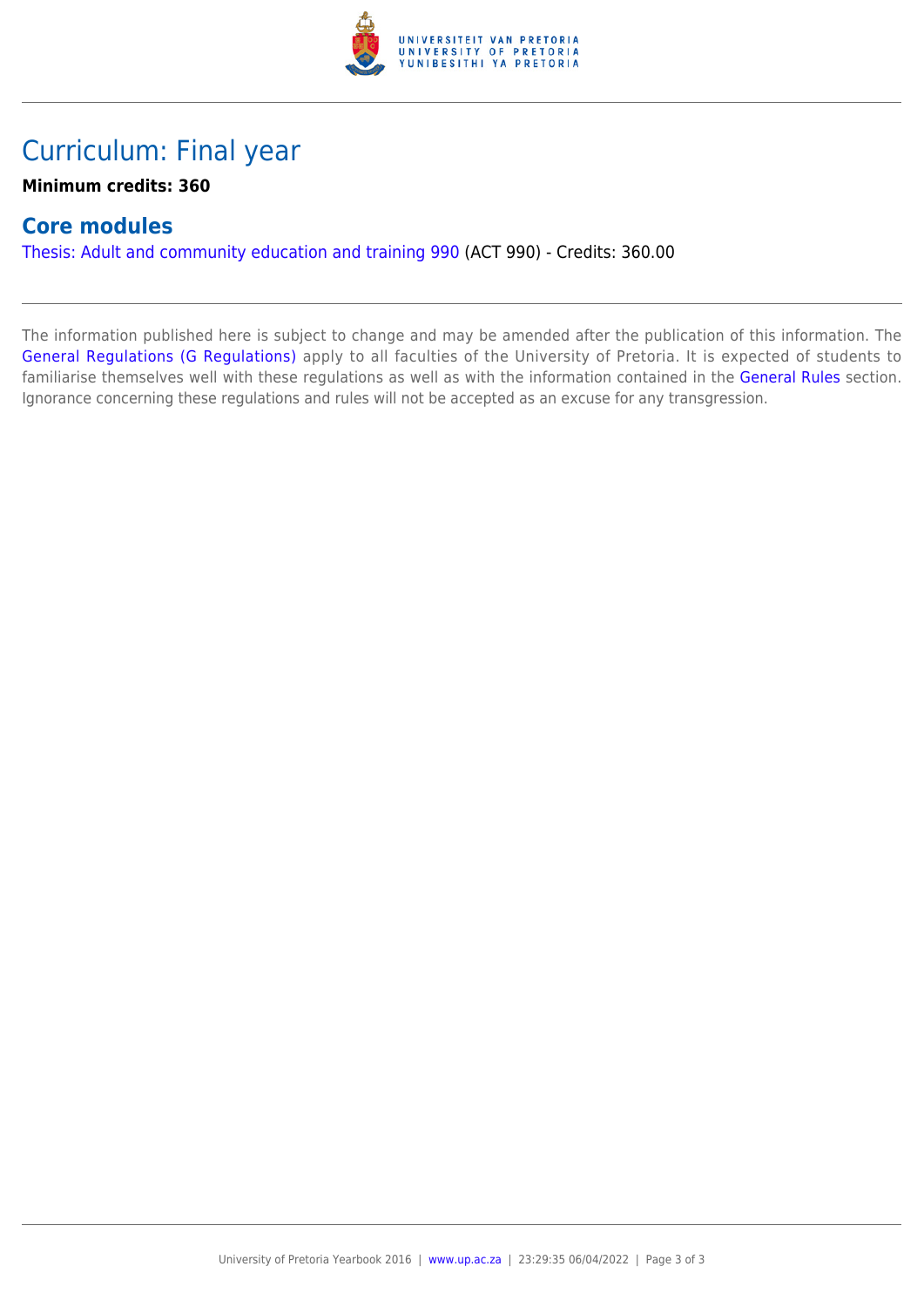## Curriculum: Final year

**Minimum credits: 360**

### Core modules

Thesis: Adult and community education and training 990 (ACT 990) - Credits: 360.00

The information published here is subject to change and may be amended after the publication of this information. The General Regulations (G Regulations) apply to all faculties of the University of Pretoria. It is expected of students to familiarise themselves well with these regulations as well as with the information contained in the General Rules section. Ignorance concerning these regulations and rules will not be accepted as an excuse for any transgression.